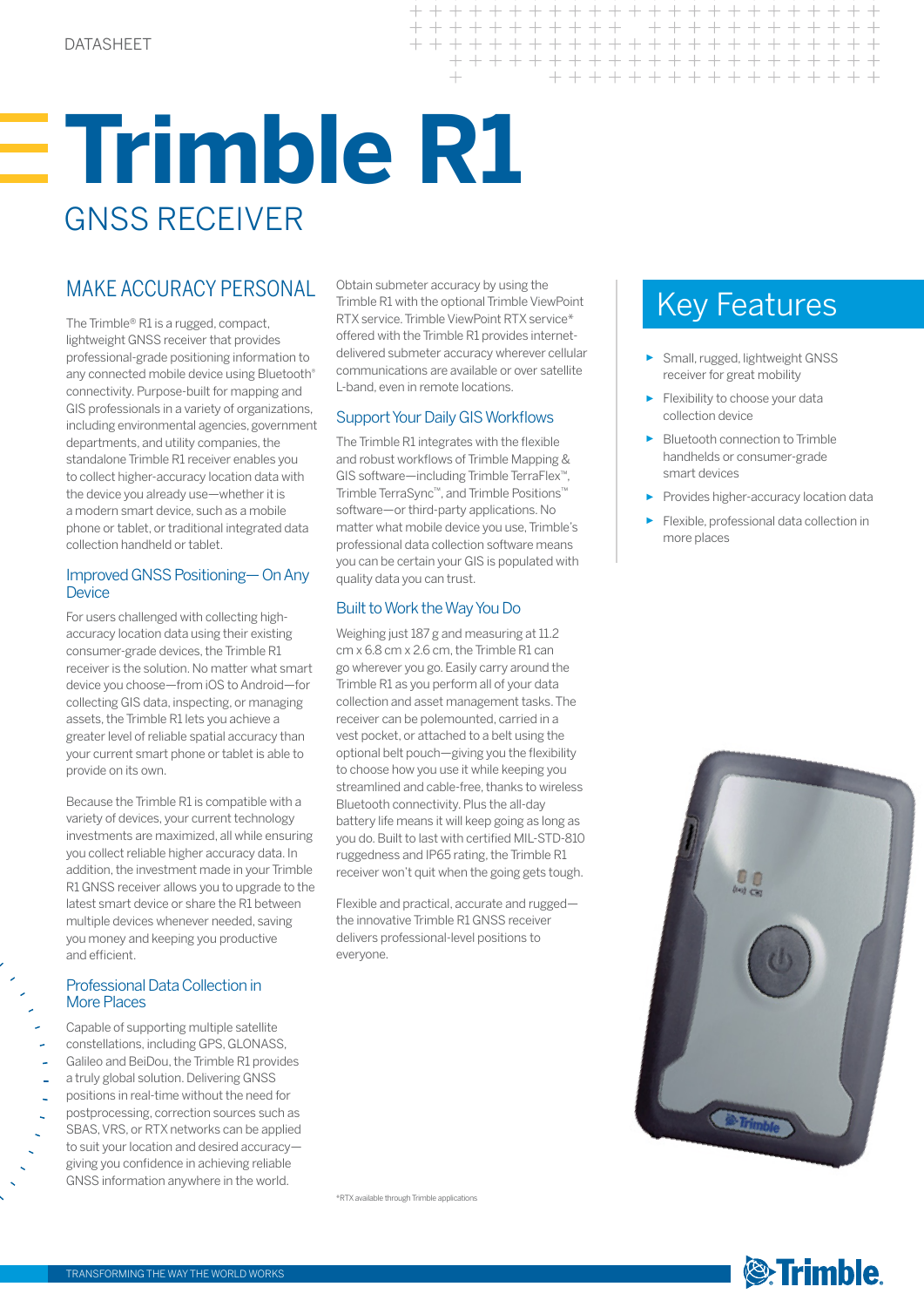DATASHEET

# Trimble R1

## GNSS RECEIVER

## MAKE ACCURACY PERSONAL

The Trimble® R1 is a rugged, compact, lightweight GNSS receiver that provides professional-grade positioning information to any connected mobile device using Bluetooth® connectivity. Purpose-built for mapping and GIS professionals in a variety of organizations, including environmental agencies, government departments, and utility companies, the standalone Trimble R1 receiver enables you to collect higher-accuracy location data with the device you already use—whether it is a modern smart device, such as a mobile phone or tablet, or traditional integrated data collection handheld or tablet.

### Improved GNSS Positioning— On Any Device

For users challenged with collecting high-accuracy location data using their existing consumer-grade devices, the Trimble R1 receiver is the solution. No matter what smart device you choose—from iOS to Android—for collecting GIS data, inspecting, or managing assets, the Trimble R1 lets you achieve a greater level of reliable spatial accuracy than your current smart phone or tablet is able to provide on its own.

Because the Trimble R1 is compatible with a variety of devices, your current technology investments are maximized, all while ensuring you collect reliable higher accuracy data. In addition, the investment made in your Trimble R1 GNSS receiver allows you to upgrade to the latest smart device or share the R1 between multiple devices whenever needed, saving you money and keeping you productive and efficient.

### Professional Data Collection in More Places

Capable of supporting multiple satellite constellations, including GPS, GLONASS, Galileo and BeiDou, the Trimble R1 provides a truly global solution. Delivering GNSS positions in real-time without the need for postprocessing, correction sources such as SBAS, VRS, or RTX networks can be applied to suit your location and desired accuracy—giving you confidence in achieving reliable GNSS information anywhere in the world.

Obtain submeter accuracy by using the Trimble R1 with the optional Trimble ViewPoint RTX service. Trimble ViewPoint RTX service* offered with the Trimble R1 provides internet-delivered submeter accuracy wherever cellular communications are available or over satellite L-band, even in remote locations.

### Support Your Daily GIS Workflows

The Trimble R1 integrates with the flexible and robust workflows of Trimble Mapping & GIS software—including Trimble TerraFlex™, Trimble TerraSync™, and Trimble Positions™ software—or third-party applications. No matter what mobile device you use, Trimble's professional data collection software means you can be certain your GIS is populated with quality data you can trust.

### Built to Work the Way You Do

Weighing just 187 g and measuring at 11.2 cm x 6.8 cm x 2.6 cm, the Trimble R1 can go wherever you go. Easily carry around the Trimble R1 as you perform all of your data collection and asset management tasks. The receiver can be polemounted, carried in a vest pocket, or attached to a belt using the optional belt pouch—giving you the flexibility to choose how you use it while keeping you streamlined and cable-free, thanks to wireless Bluetooth connectivity. Plus the all-day battery life means it will keep going as long as you do. Built to last with certified MIL-STD-810 ruggedness and IP65 rating, the Trimble R1 receiver won't quit when the going gets tough.

Flexible and practical, accurate and rugged—the innovative Trimble R1 GNSS receiver delivers professional-level positions to everyone.

*RTX available through Trimble applications

## Key Features

- Small, rugged, lightweight GNSS receiver for great mobility
- Flexibility to choose your data collection device
- Bluetooth connection to Trimble handhelds or consumer-grade smart devices
- Provides higher-accuracy location data
- Flexible, professional data collection in more places

TRANSFORMING THE WAY THE WORLD WORKS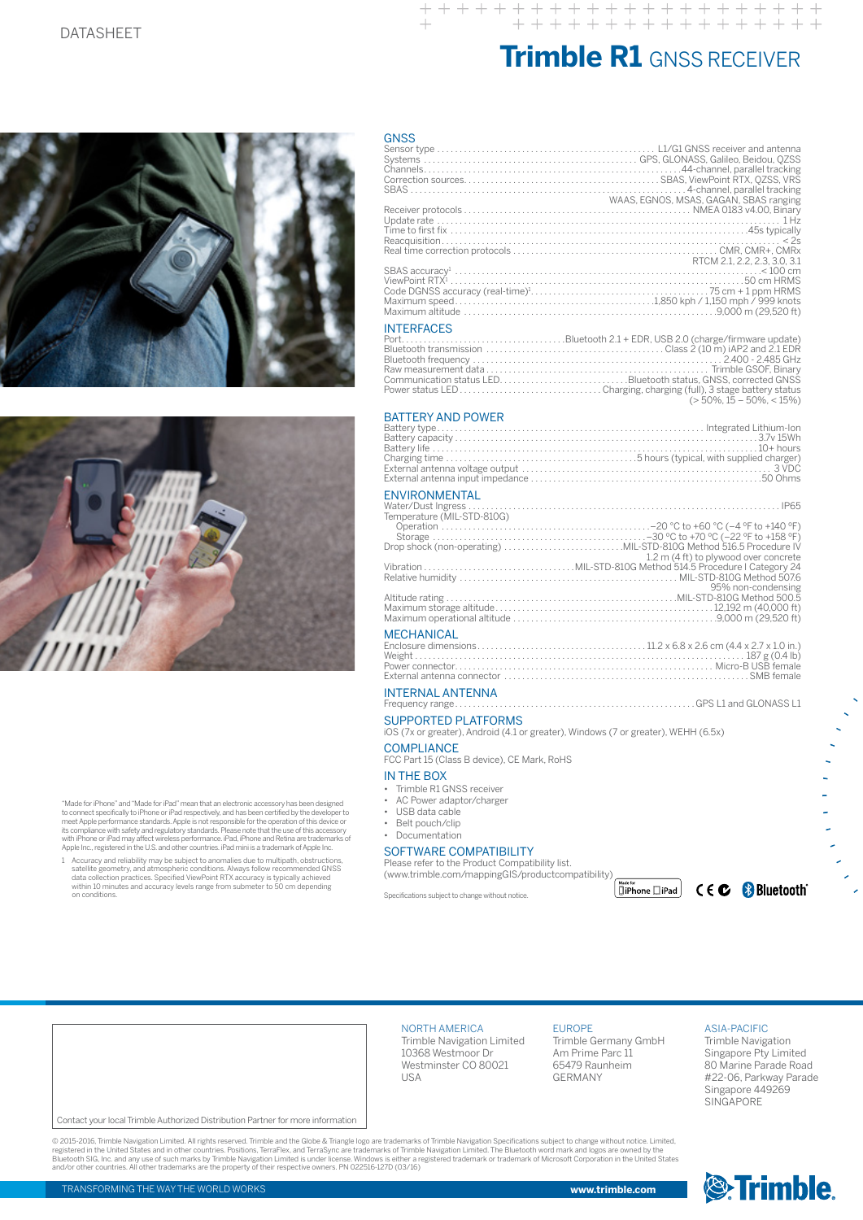DATASHEET

# Trimble R1 GNSS RECEIVER

## GNSS

| | |
|---|---|
| Sensor type | L1/G1 GNSS receiver and antenna |
| Systems | GPS, GLONASS, Galileo, Beidou, QZSS |
| Channels | 44-channel, parallel tracking |
| Correction sources | SBAS, ViewPoint RTX, QZSS, VRS |
| SBAS | 4-channel, parallel tracking WAAS, EGNOS, MSAS, GAGAN, SBAS ranging |
| Receiver protocols | NMEA 0183 v4.00, Binary |
| Update rate | 1 Hz |
| Time to first fix | 45s typically |
| Reacquisition | < 2s |
| Real time correction protocols | CMR, CMR+, CMRx RTCM 2.1, 2.2, 2.3, 3.0, 3.1 |
| SBAS accuracy[1] | < 100 cm |
| ViewPoint RTX[1] | 50 cm HRMS |
| Code DGNSS accuracy (real-time)[1] | 75 cm + 1 ppm HRMS |
| Maximum speed | 1,850 kph / 1,150 mph / 999 knots |
| Maximum altitude | 9,000 m (29,520 ft) |

## INTERFACES

| | |
|---|---|
| Port | Bluetooth 2.1 + EDR, USB 2.0 (charge/firmware update) |
| Bluetooth transmission | Class 2 (10 m) iAP2 and 2.1 EDR |
| Bluetooth frequency | 2.400 - 2.485 GHz |
| Raw measurement data | Trimble GSOF, Binary |
| Communication status LED | Bluetooth status, GNSS, corrected GNSS |
| Power status LED | Charging, charging (full), 3 stage battery status (> 50%, 15 – 50%, < 15%) |

## BATTERY AND POWER

| | |
|---|---|
| Battery type | Integrated Lithium-Ion |
| Battery capacity | 3.7v 15Wh |
| Battery life | 10+ hours |
| Charging time | 5 hours (typical, with supplied charger) |
| External antenna voltage output | 3 VDC |
| External antenna input impedance | 50 Ohms |

## ENVIRONMENTAL

| | |
|---|---|
| Water/Dust Ingress | IP65 |
| Temperature (MIL-STD-810G) | |
| Operation | –20 °C to +60 °C (–4 °F to +140 °F) |
| Storage | –30 °C to +70 °C (–22 °F to +158 °F) |
| Drop shock (non-operating) | MIL-STD-810G Method 516.5 Procedure IV 1.2 m (4 ft) to plywood over concrete |
| Vibration | MIL-STD-810G Method 514.5 Procedure I Category 24 |
| Relative humidity | MIL-STD-810G Method 507.6 95% non-condensing |
| Altitude rating | MIL-STD-810G Method 500.5 |
| Maximum storage altitude | 12,192 m (40,000 ft) |
| Maximum operational altitude | 9,000 m (29,520 ft) |

## MECHANICAL

| | |
|---|---|
| Enclosure dimensions | 11.2 x 6.8 x 2.6 cm (4.4 x 2.7 x 1.0 in.) |
| Weight | 187 g (0.4 lb) |
| Power connector | Micro-B USB female |
| External antenna connector | SMB female |

## INTERNAL ANTENNA

| | |
|---|---|
| Frequency range | GPS L1 and GLONASS L1 |

## SUPPORTED PLATFORMS

iOS (7x or greater), Android (4.1 or greater), Windows (7 or greater), WEHH (6.5x)

## COMPLIANCE

FCC Part 15 (Class B device), CE Mark, RoHS

## IN THE BOX

- Trimble R1 GNSS receiver
- AC Power adaptor/charger
- USB data cable
- Belt pouch/clip
- Documentation

## SOFTWARE COMPATIBILITY

Please refer to the Product Compatibility list.
(www.trimble.com/mappingGIS/productcompatibility)

Specifications subject to change without notice.

"Made for iPhone" and "Made for iPad" mean that an electronic accessory has been designed to connect specifically to iPhone or iPad respectively, and has been certified by the developer to meet Apple performance standards. Apple is not responsible for the operation of this device or its compliance with safety and regulatory standards. Please note that the use of this accessory with iPhone or iPad may affect wireless performance. iPad, iPhone and Retina are trademarks of Apple Inc., registered in the U.S. and other countries. iPad mini is a trademark of Apple Inc.

1 Accuracy and reliability may be subject to anomalies due to multipath, obstructions, satellite geometry, and atmospheric conditions. Always follow recommended GNSS data collection practices. Specified ViewPoint RTX accuracy is typically achieved within 10 minutes and accuracy levels range from submeter to 50 cm depending on conditions.

Contact your local Trimble Authorized Distribution Partner for more information

**NORTH AMERICA**
Trimble Navigation Limited
10368 Westmoor Dr
Westminster CO 80021
USA

**EUROPE**
Trimble Germany GmbH
Am Prime Parc 11
65479 Raunheim
GERMANY

**ASIA-PACIFIC**
Trimble Navigation
Singapore Pty Limited
80 Marine Parade Road
#22-06, Parkway Parade
Singapore 449269
SINGAPORE

© 2015-2016, Trimble Navigation Limited. All rights reserved. Trimble and the Globe & Triangle logo are trademarks of Trimble Navigation Specifications subject to change without notice. Limited, registered in the United States and in other countries. Positions, TerraFlex, and TerraSync are trademarks of Trimble Navigation Limited. The Bluetooth word mark and logos are owned by the Bluetooth SIG, Inc. and any use of such marks by Trimble Navigation Limited is under license. Windows is either a registered trademark or trademark of Microsoft Corporation in the United States and/or other countries. All other trademarks are the property of their respective owners. PN 022516-127D (03/16)

TRANSFORMING THE WAY THE WORLD WORKS

www.trimble.com